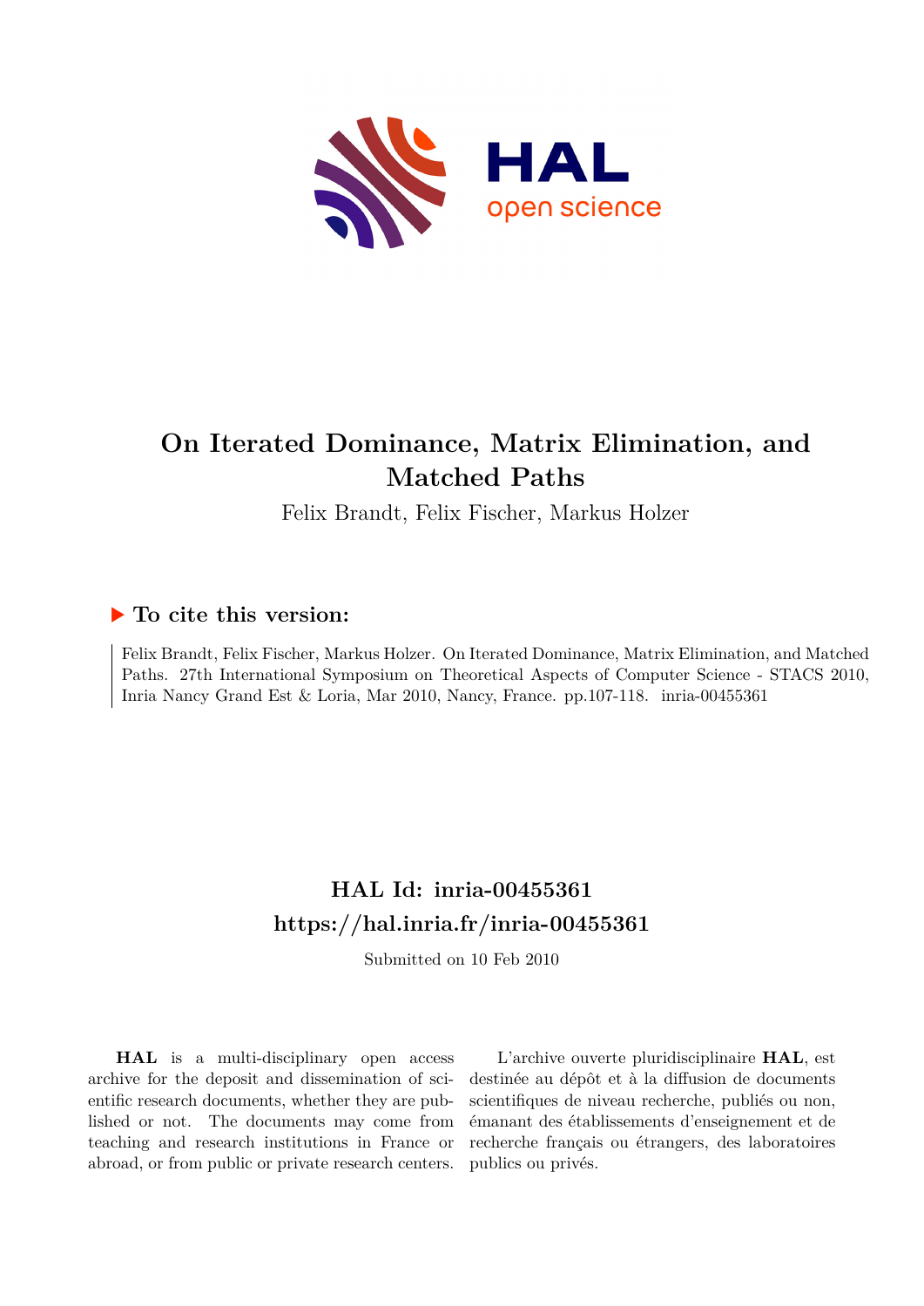# On Iterated Dominance, Matrix Elimination, and Matched Paths

Felix Brandt, Felix Fischer, Markus Holzer

## ▶ To cite this version:

Felix Brandt, Felix Fischer, Markus Holzer. On Iterated Dominance, Matrix Elimination, and Matched Paths. 27th International Symposium on Theoretical Aspects of Computer Science - STACS 2010, Inria Nancy Grand Est & Loria, Mar 2010, Nancy, France. pp.107-118. inria-00455361

## HAL Id: inria-00455361
## https://hal.inria.fr/inria-00455361

Submitted on 10 Feb 2010

**HAL** is a multi-disciplinary open access archive for the deposit and dissemination of scientific research documents, whether they are published or not. The documents may come from teaching and research institutions in France or abroad, or from public or private research centers.

L'archive ouverte pluridisciplinaire **HAL**, est destinée au dépôt et à la diffusion de documents scientifiques de niveau recherche, publiés ou non, émanant des établissements d'enseignement et de recherche français ou étrangers, des laboratoires publics ou privés.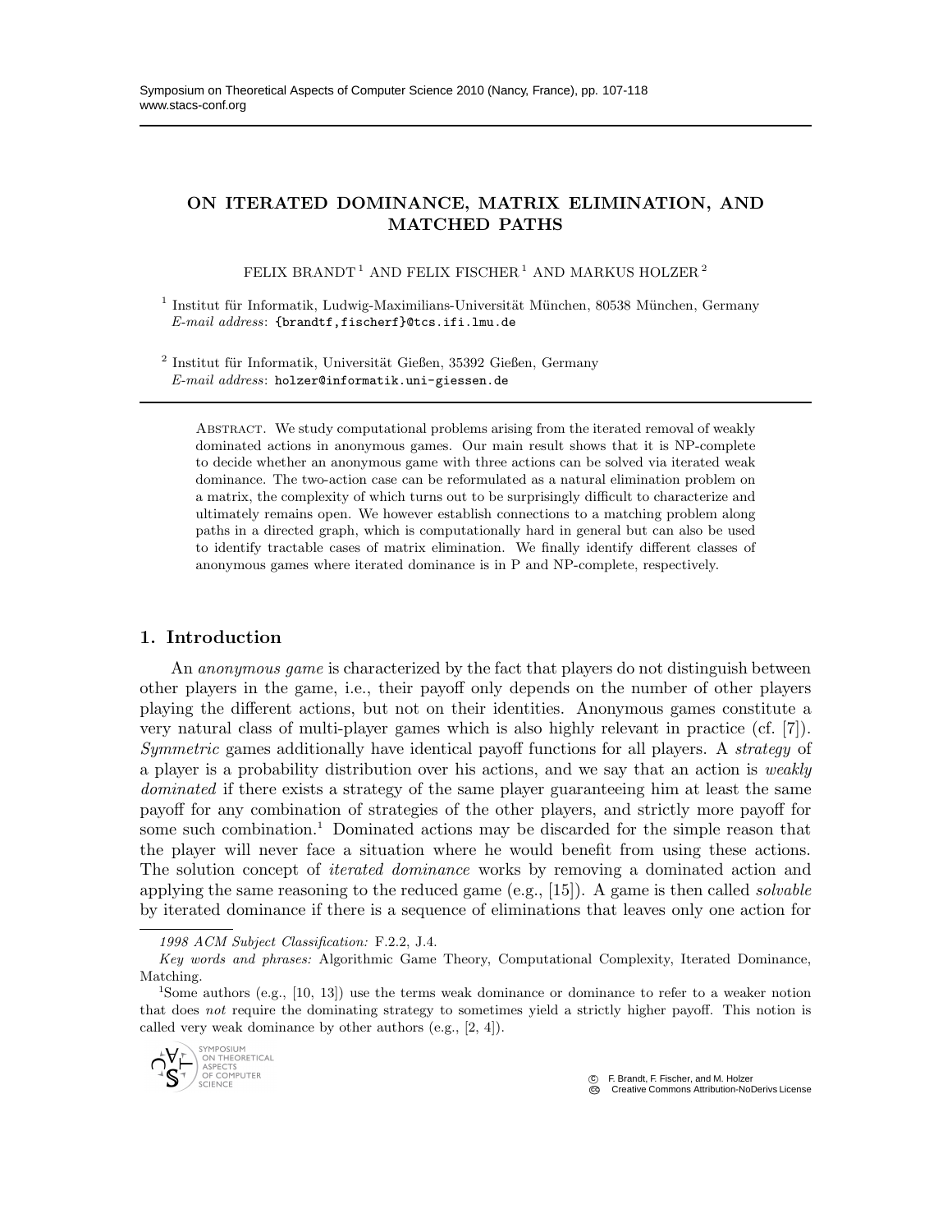# ON ITERATED DOMINANCE, MATRIX ELIMINATION, AND MATCHED PATHS

FELIX BRANDT [1] AND FELIX FISCHER [1] AND MARKUS HOLZER [2]

[1] Institut für Informatik, Ludwig-Maximilians-Universität München, 80538 München, Germany
*E-mail address*: {brandtf,fischerf}@tcs.ifi.lmu.de

[2] Institut für Informatik, Universität Gießen, 35392 Gießen, Germany
*E-mail address*: holzer@informatik.uni-giessen.de

Abstract. We study computational problems arising from the iterated removal of weakly dominated actions in anonymous games. Our main result shows that it is NP-complete to decide whether an anonymous game with three actions can be solved via iterated weak dominance. The two-action case can be reformulated as a natural elimination problem on a matrix, the complexity of which turns out to be surprisingly difficult to characterize and ultimately remains open. We however establish connections to a matching problem along paths in a directed graph, which is computationally hard in general but can also be used to identify tractable cases of matrix elimination. We finally identify different classes of anonymous games where iterated dominance is in P and NP-complete, respectively.

## 1. Introduction

An *anonymous game* is characterized by the fact that players do not distinguish between other players in the game, i.e., their payoff only depends on the number of other players playing the different actions, but not on their identities. Anonymous games constitute a very natural class of multi-player games which is also highly relevant in practice (cf. [7]). *Symmetric* games additionally have identical payoff functions for all players. A *strategy* of a player is a probability distribution over his actions, and we say that an action is *weakly dominated* if there exists a strategy of the same player guaranteeing him at least the same payoff for any combination of strategies of the other players, and strictly more payoff for some such combination.[1] Dominated actions may be discarded for the simple reason that the player will never face a situation where he would benefit from using these actions. The solution concept of *iterated dominance* works by removing a dominated action and applying the same reasoning to the reduced game (e.g., [15]). A game is then called *solvable* by iterated dominance if there is a sequence of eliminations that leaves only one action for

*1998 ACM Subject Classification:* F.2.2, J.4.

*Key words and phrases:* Algorithmic Game Theory, Computational Complexity, Iterated Dominance, Matching.

[1] Some authors (e.g., [10, 13]) use the terms weak dominance or dominance to refer to a weaker notion that does *not* require the dominating strategy to sometimes yield a strictly higher payoff. This notion is called very weak dominance by other authors (e.g., [2, 4]).

© F. Brandt, F. Fischer, and M. Holzer
Creative Commons Attribution-NoDerivs License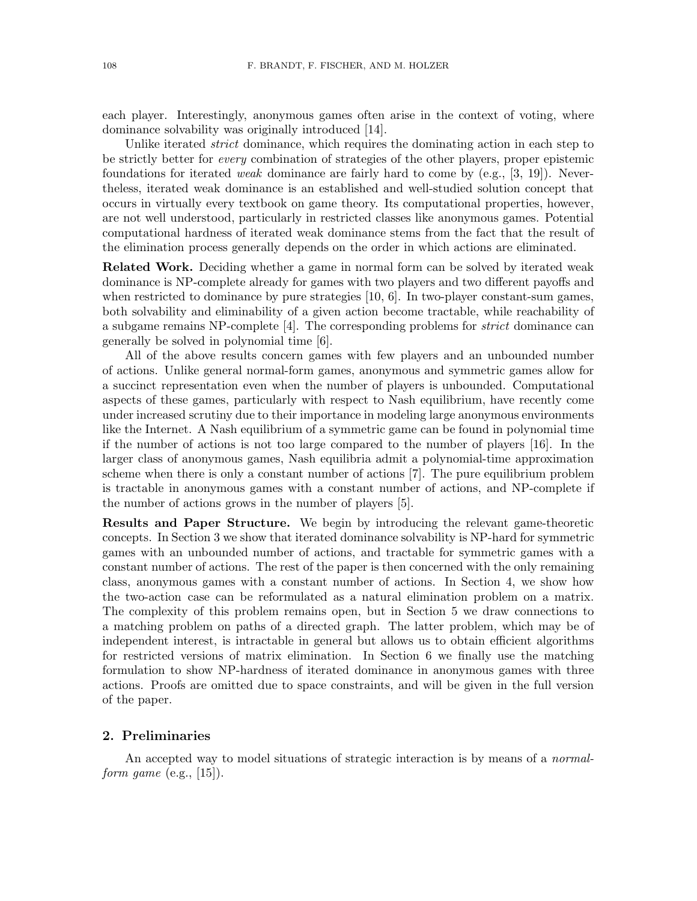each player. Interestingly, anonymous games often arise in the context of voting, where dominance solvability was originally introduced [14].

Unlike iterated *strict* dominance, which requires the dominating action in each step to be strictly better for *every* combination of strategies of the other players, proper epistemic foundations for iterated *weak* dominance are fairly hard to come by (e.g., [3, 19]). Nevertheless, iterated weak dominance is an established and well-studied solution concept that occurs in virtually every textbook on game theory. Its computational properties, however, are not well understood, particularly in restricted classes like anonymous games. Potential computational hardness of iterated weak dominance stems from the fact that the result of the elimination process generally depends on the order in which actions are eliminated.

**Related Work.** Deciding whether a game in normal form can be solved by iterated weak dominance is NP-complete already for games with two players and two different payoffs and when restricted to dominance by pure strategies [10, 6]. In two-player constant-sum games, both solvability and eliminability of a given action become tractable, while reachability of a subgame remains NP-complete [4]. The corresponding problems for *strict* dominance can generally be solved in polynomial time [6].

All of the above results concern games with few players and an unbounded number of actions. Unlike general normal-form games, anonymous and symmetric games allow for a succinct representation even when the number of players is unbounded. Computational aspects of these games, particularly with respect to Nash equilibrium, have recently come under increased scrutiny due to their importance in modeling large anonymous environments like the Internet. A Nash equilibrium of a symmetric game can be found in polynomial time if the number of actions is not too large compared to the number of players [16]. In the larger class of anonymous games, Nash equilibria admit a polynomial-time approximation scheme when there is only a constant number of actions [7]. The pure equilibrium problem is tractable in anonymous games with a constant number of actions, and NP-complete if the number of actions grows in the number of players [5].

**Results and Paper Structure.** We begin by introducing the relevant game-theoretic concepts. In Section 3 we show that iterated dominance solvability is NP-hard for symmetric games with an unbounded number of actions, and tractable for symmetric games with a constant number of actions. The rest of the paper is then concerned with the only remaining class, anonymous games with a constant number of actions. In Section 4, we show how the two-action case can be reformulated as a natural elimination problem on a matrix. The complexity of this problem remains open, but in Section 5 we draw connections to a matching problem on paths of a directed graph. The latter problem, which may be of independent interest, is intractable in general but allows us to obtain efficient algorithms for restricted versions of matrix elimination. In Section 6 we finally use the matching formulation to show NP-hardness of iterated dominance in anonymous games with three actions. Proofs are omitted due to space constraints, and will be given in the full version of the paper.

## 2. Preliminaries

An accepted way to model situations of strategic interaction is by means of a *normal-form game* (e.g., [15]).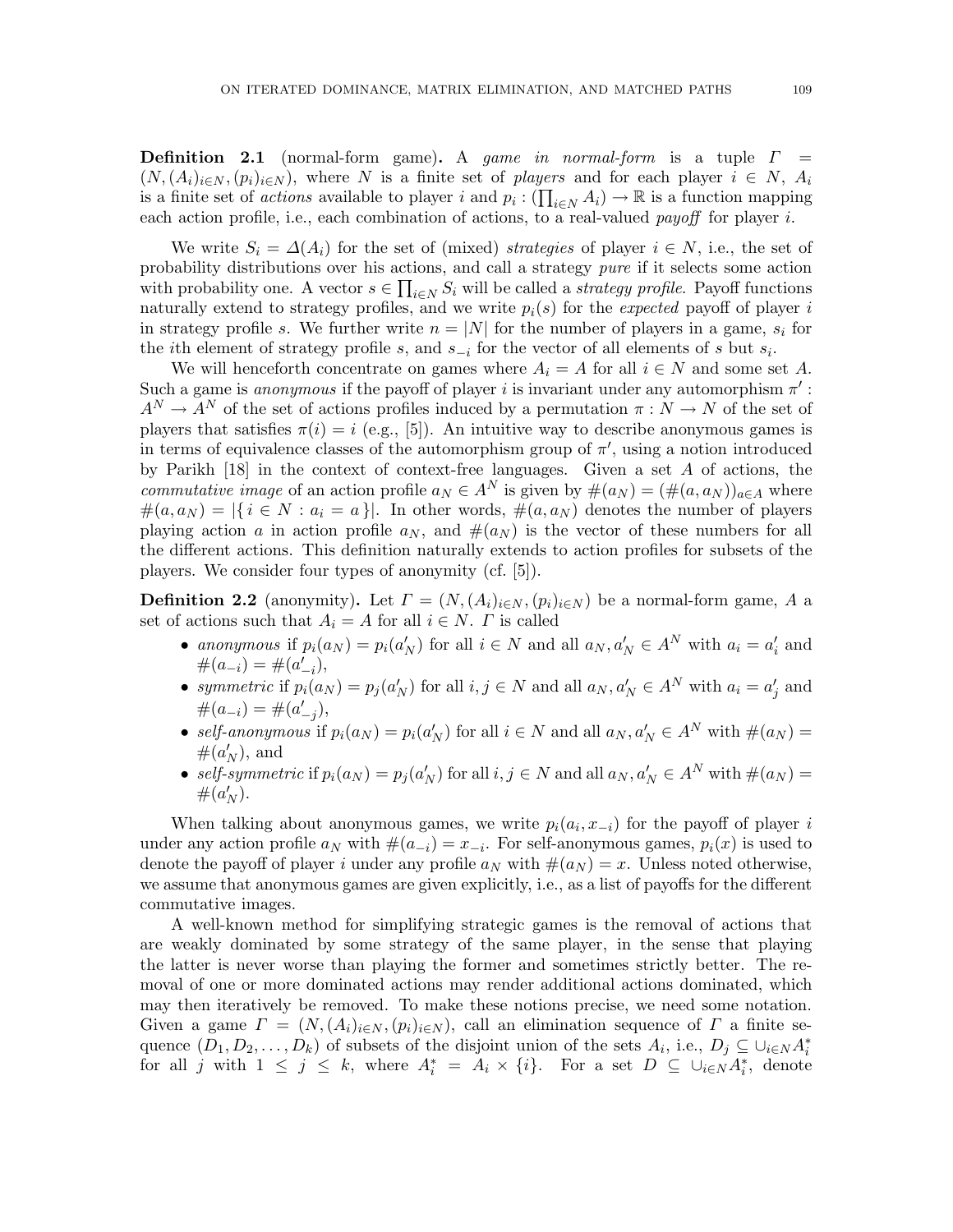**Definition 2.1** (normal-form game)**.** A *game in normal-form* is a tuple $\Gamma = (N, (A_i)_{i \in N}, (p_i)_{i \in N})$, where $N$ is a finite set of *players* and for each player $i \in N$, $A_i$ is a finite set of *actions* available to player $i$ and $p_i : (\prod_{i \in N} A_i) \to \mathbb{R}$ is a function mapping each action profile, i.e., each combination of actions, to a real-valued *payoff* for player $i$.

We write $S_i = \Delta(A_i)$ for the set of (mixed) *strategies* of player $i \in N$, i.e., the set of probability distributions over his actions, and call a strategy *pure* if it selects some action with probability one. A vector $s \in \prod_{i \in N} S_i$ will be called a *strategy profile*. Payoff functions naturally extend to strategy profiles, and we write $p_i(s)$ for the *expected* payoff of player $i$ in strategy profile $s$. We further write $n = |N|$ for the number of players in a game, $s_i$ for the $i$th element of strategy profile $s$, and $s_{-i}$ for the vector of all elements of $s$ but $s_i$.

We will henceforth concentrate on games where $A_i = A$ for all $i \in N$ and some set $A$. Such a game is *anonymous* if the payoff of player $i$ is invariant under any automorphism $\pi' : A^N \to A^N$ of the set of actions profiles induced by a permutation $\pi : N \to N$ of the set of players that satisfies $\pi(i) = i$ (e.g., [5]). An intuitive way to describe anonymous games is in terms of equivalence classes of the automorphism group of $\pi'$, using a notion introduced by Parikh [18] in the context of context-free languages. Given a set $A$ of actions, the *commutative image* of an action profile $a_N \in A^N$ is given by $\#(a_N) = (\#(a, a_N))_{a \in A}$ where $\#(a, a_N) = |\{\, i \in N : a_i = a \,\}|$. In other words, $\#(a, a_N)$ denotes the number of players playing action $a$ in action profile $a_N$, and $\#(a_N)$ is the vector of these numbers for all the different actions. This definition naturally extends to action profiles for subsets of the players. We consider four types of anonymity (cf. [5]).

**Definition 2.2** (anonymity)**.** Let $\Gamma = (N, (A_i)_{i \in N}, (p_i)_{i \in N})$ be a normal-form game, $A$ a set of actions such that $A_i = A$ for all $i \in N$. $\Gamma$ is called

- *anonymous* if $p_i(a_N) = p_i(a'_N)$ for all $i \in N$ and all $a_N, a'_N \in A^N$ with $a_i = a'_i$ and $\#(a_{-i}) = \#(a'_{-i})$,
- *symmetric* if $p_i(a_N) = p_j(a'_N)$ for all $i, j \in N$ and all $a_N, a'_N \in A^N$ with $a_i = a'_j$ and $\#(a_{-i}) = \#(a'_{-j})$,
- *self-anonymous* if $p_i(a_N) = p_i(a'_N)$ for all $i \in N$ and all $a_N, a'_N \in A^N$ with $\#(a_N) = \#(a'_N)$, and
- *self-symmetric* if $p_i(a_N) = p_j(a'_N)$ for all $i, j \in N$ and all $a_N, a'_N \in A^N$ with $\#(a_N) = \#(a'_N)$.

When talking about anonymous games, we write $p_i(a_i, x_{-i})$ for the payoff of player $i$ under any action profile $a_N$ with $\#(a_{-i}) = x_{-i}$. For self-anonymous games, $p_i(x)$ is used to denote the payoff of player $i$ under any profile $a_N$ with $\#(a_N) = x$. Unless noted otherwise, we assume that anonymous games are given explicitly, i.e., as a list of payoffs for the different commutative images.

A well-known method for simplifying strategic games is the removal of actions that are weakly dominated by some strategy of the same player, in the sense that playing the latter is never worse than playing the former and sometimes strictly better. The removal of one or more dominated actions may render additional actions dominated, which may then iteratively be removed. To make these notions precise, we need some notation. Given a game $\Gamma = (N, (A_i)_{i \in N}, (p_i)_{i \in N})$, call an elimination sequence of $\Gamma$ a finite sequence $(D_1, D_2, \ldots, D_k)$ of subsets of the disjoint union of the sets $A_i$, i.e., $D_j \subseteq \cup_{i \in N} A^*_i$ for all $j$ with $1 \leq j \leq k$, where $A^*_i = A_i \times \{i\}$. For a set $D \subseteq \cup_{i \in N} A^*_i$, denote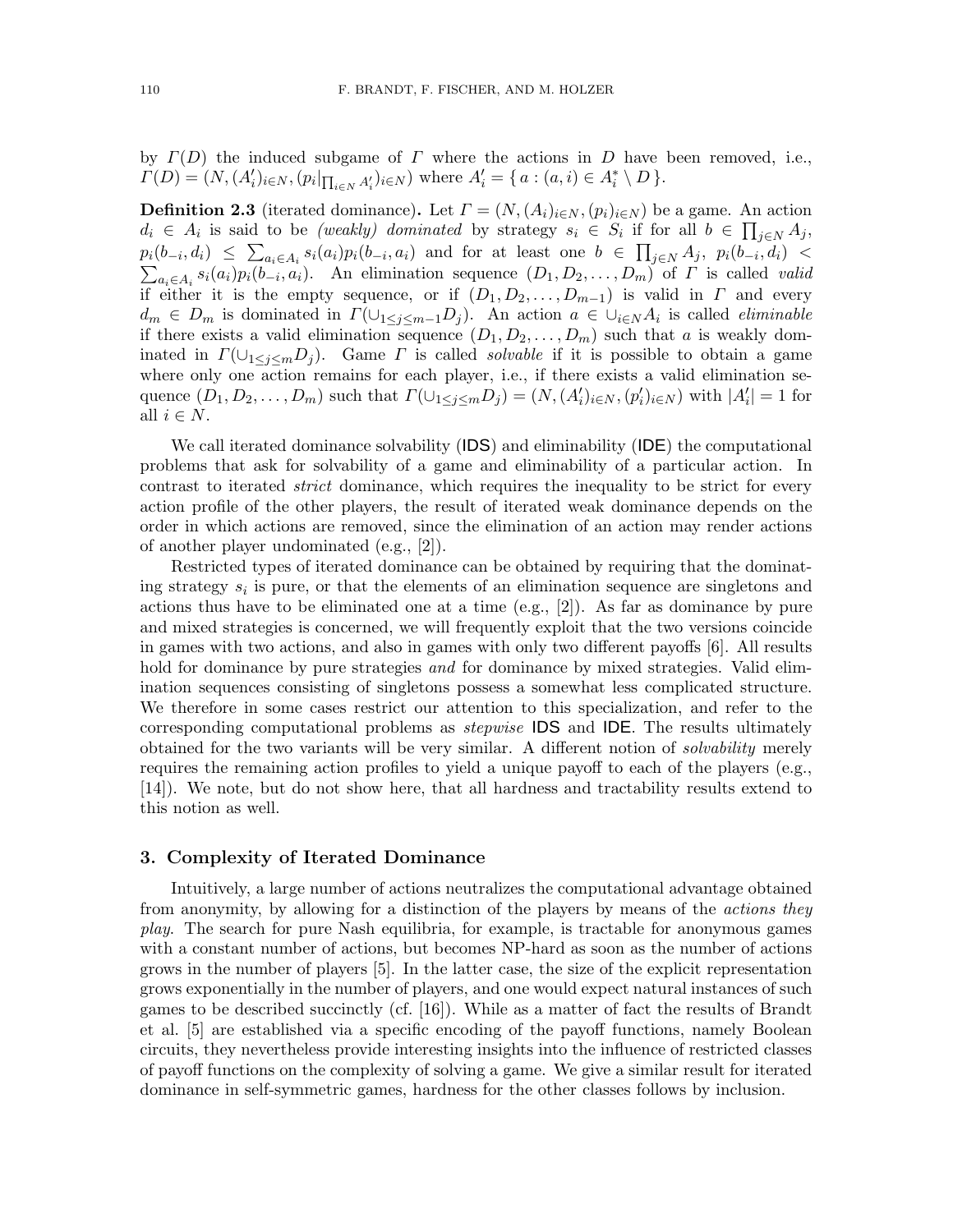by $\Gamma(D)$ the induced subgame of $\Gamma$ where the actions in $D$ have been removed, i.e., $\Gamma(D) = (N, (A'_i)_{i\in N}, (p_i|_{\prod_{i\in N} A'_i})_{i\in N})$ where $A'_i = \{ a : (a,i) \in A^*_i \setminus D \}$.

**Definition 2.3** (iterated dominance)**.** Let $\Gamma = (N, (A_i)_{i\in N}, (p_i)_{i\in N})$ be a game. An action $d_i \in A_i$ is said to be *(weakly) dominated* by strategy $s_i \in S_i$ if for all $b \in \prod_{j\in N} A_j$, $p_i(b_{-i}, d_i) \leq \sum_{a_i\in A_i} s_i(a_i) p_i(b_{-i}, a_i)$ and for at least one $b \in \prod_{j\in N} A_j$, $p_i(b_{-i}, d_i) < \sum_{a_i\in A_i} s_i(a_i) p_i(b_{-i}, a_i)$. An elimination sequence $(D_1, D_2, \dots, D_m)$ of $\Gamma$ is called *valid* if either it is the empty sequence, or if $(D_1, D_2, \dots, D_{m-1})$ is valid in $\Gamma$ and every $d_m \in D_m$ is dominated in $\Gamma(\cup_{1\leq j\leq m-1} D_j)$. An action $a \in \cup_{i\in N} A_i$ is called *eliminable* if there exists a valid elimination sequence $(D_1, D_2, \dots, D_m)$ such that $a$ is weakly dominated in $\Gamma(\cup_{1\leq j\leq m} D_j)$. Game $\Gamma$ is called *solvable* if it is possible to obtain a game where only one action remains for each player, i.e., if there exists a valid elimination sequence $(D_1, D_2, \dots, D_m)$ such that $\Gamma(\cup_{1\leq j\leq m} D_j) = (N, (A'_i)_{i\in N}, (p'_i)_{i\in N})$ with $|A'_i| = 1$ for all $i \in N$.

We call iterated dominance solvability (IDS) and eliminability (IDE) the computational problems that ask for solvability of a game and eliminability of a particular action. In contrast to iterated *strict* dominance, which requires the inequality to be strict for every action profile of the other players, the result of iterated weak dominance depends on the order in which actions are removed, since the elimination of an action may render actions of another player undominated (e.g., [2]).

Restricted types of iterated dominance can be obtained by requiring that the dominating strategy $s_i$ is pure, or that the elements of an elimination sequence are singletons and actions thus have to be eliminated one at a time (e.g., [2]). As far as dominance by pure and mixed strategies is concerned, we will frequently exploit that the two versions coincide in games with two actions, and also in games with only two different payoffs [6]. All results hold for dominance by pure strategies *and* for dominance by mixed strategies. Valid elimination sequences consisting of singletons possess a somewhat less complicated structure. We therefore in some cases restrict our attention to this specialization, and refer to the corresponding computational problems as *stepwise* IDS and IDE. The results ultimately obtained for the two variants will be very similar. A different notion of *solvability* merely requires the remaining action profiles to yield a unique payoff to each of the players (e.g., [14]). We note, but do not show here, that all hardness and tractability results extend to this notion as well.

## 3. Complexity of Iterated Dominance

Intuitively, a large number of actions neutralizes the computational advantage obtained from anonymity, by allowing for a distinction of the players by means of the *actions they play*. The search for pure Nash equilibria, for example, is tractable for anonymous games with a constant number of actions, but becomes NP-hard as soon as the number of actions grows in the number of players [5]. In the latter case, the size of the explicit representation grows exponentially in the number of players, and one would expect natural instances of such games to be described succinctly (cf. [16]). While as a matter of fact the results of Brandt et al. [5] are established via a specific encoding of the payoff functions, namely Boolean circuits, they nevertheless provide interesting insights into the influence of restricted classes of payoff functions on the complexity of solving a game. We give a similar result for iterated dominance in self-symmetric games, hardness for the other classes follows by inclusion.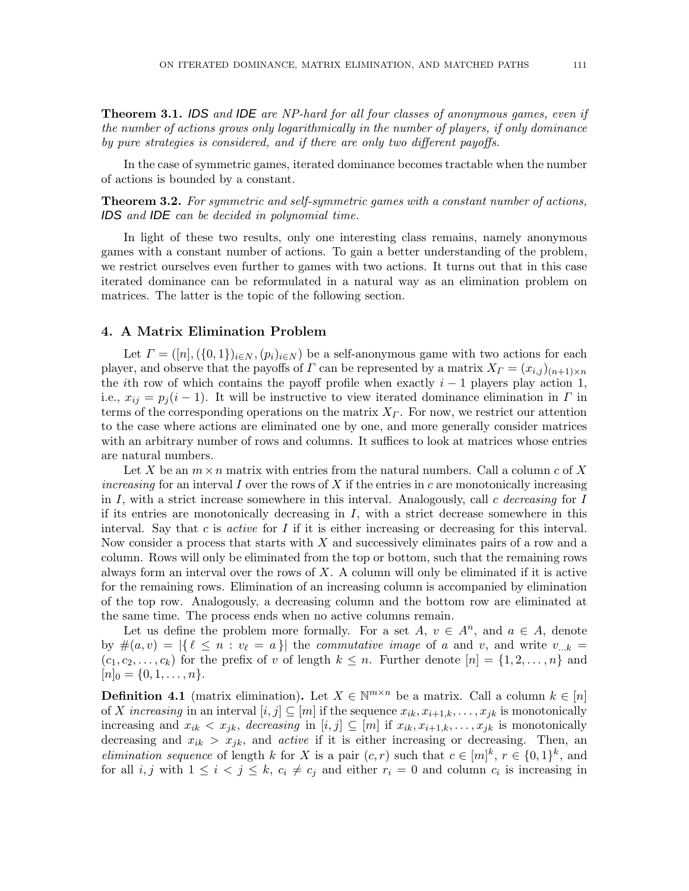**Theorem 3.1.** *IDS and IDE are NP-hard for all four classes of anonymous games, even if the number of actions grows only logarithmically in the number of players, if only dominance by pure strategies is considered, and if there are only two different payoffs.*

In the case of symmetric games, iterated dominance becomes tractable when the number of actions is bounded by a constant.

**Theorem 3.2.** *For symmetric and self-symmetric games with a constant number of actions, IDS and IDE can be decided in polynomial time.*

In light of these two results, only one interesting class remains, namely anonymous games with a constant number of actions. To gain a better understanding of the problem, we restrict ourselves even further to games with two actions. It turns out that in this case iterated dominance can be reformulated in a natural way as an elimination problem on matrices. The latter is the topic of the following section.

## 4. A Matrix Elimination Problem

Let $\Gamma = ([n], (\{0,1\})_{i \in N}, (p_i)_{i \in N})$ be a self-anonymous game with two actions for each player, and observe that the payoffs of $\Gamma$ can be represented by a matrix $X_\Gamma = (x_{i,j})_{(n+1)\times n}$ the $i$th row of which contains the payoff profile when exactly $i-1$ players play action 1, i.e., $x_{ij} = p_j(i-1)$. It will be instructive to view iterated dominance elimination in $\Gamma$ in terms of the corresponding operations on the matrix $X_\Gamma$. For now, we restrict our attention to the case where actions are eliminated one by one, and more generally consider matrices with an arbitrary number of rows and columns. It suffices to look at matrices whose entries are natural numbers.

Let $X$ be an $m \times n$ matrix with entries from the natural numbers. Call a column $c$ of $X$ *increasing* for an interval $I$ over the rows of $X$ if the entries in $c$ are monotonically increasing in $I$, with a strict increase somewhere in this interval. Analogously, call $c$ *decreasing* for $I$ if its entries are monotonically decreasing in $I$, with a strict decrease somewhere in this interval. Say that $c$ is *active* for $I$ if it is either increasing or decreasing for this interval. Now consider a process that starts with $X$ and successively eliminates pairs of a row and a column. Rows will only be eliminated from the top or bottom, such that the remaining rows always form an interval over the rows of $X$. A column will only be eliminated if it is active for the remaining rows. Elimination of an increasing column is accompanied by elimination of the top row. Analogously, a decreasing column and the bottom row are eliminated at the same time. The process ends when no active columns remain.

Let us define the problem more formally. For a set $A$, $v \in A^n$, and $a \in A$, denote by $\#(a,v) = |\{\, \ell \leq n : v_\ell = a \,\}|$ the *commutative image* of $a$ and $v$, and write $v_{\ldots k} = (c_1, c_2, \ldots, c_k)$ for the prefix of $v$ of length $k \leq n$. Further denote $[n] = \{1, 2, \ldots, n\}$ and $[n]_0 = \{0, 1, \ldots, n\}$.

**Definition 4.1** (matrix elimination)**.** Let $X \in \mathbb{N}^{m \times n}$ be a matrix. Call a column $k \in [n]$ of $X$ *increasing* in an interval $[i,j] \subseteq [m]$ if the sequence $x_{ik}, x_{i+1,k}, \ldots, x_{jk}$ is monotonically increasing and $x_{ik} < x_{jk}$, *decreasing* in $[i,j] \subseteq [m]$ if $x_{ik}, x_{i+1,k}, \ldots, x_{jk}$ is monotonically decreasing and $x_{ik} > x_{jk}$, and *active* if it is either increasing or decreasing. Then, an *elimination sequence* of length $k$ for $X$ is a pair $(c,r)$ such that $c \in [m]^k$, $r \in \{0,1\}^k$, and for all $i,j$ with $1 \leq i < j \leq k$, $c_i \neq c_j$ and either $r_i = 0$ and column $c_i$ is increasing in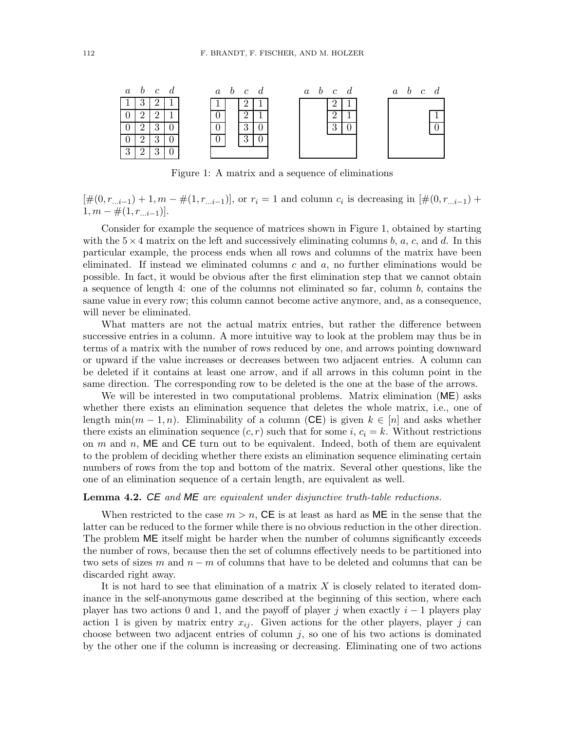| $a$ | $b$ | $c$ | $d$ |
|---|---|---|---|
| 1 | 3 | 2 | 1 |
| 0 | 2 | 2 | 1 |
| 0 | 2 | 3 | 0 |
| 0 | 2 | 3 | 0 |
| 3 | 2 | 3 | 0 |

| $a$ | $b$ | $c$ | $d$ |
|---|---|---|---|
| 1 | | 2 | 1 |
| 0 | | 2 | 1 |
| 0 | | 3 | 0 |
| 0 | | 3 | 0 |
| | | | |

| $a$ | $b$ | $c$ | $d$ |
|---|---|---|---|
| | | 2 | 1 |
| | | 2 | 1 |
| | | 3 | 0 |
| | | | |
| | | | |

| $a$ | $b$ | $c$ | $d$ |
|---|---|---|---|
| | | | |
| | | | 1 |
| | | | 0 |
| | | | |
| | | | |

Figure 1: A matrix and a sequence of eliminations

$[\#(0, r_{\dots i-1}) + 1, m - \#(1, r_{\dots i-1})]$, or $r_i = 1$ and column $c_i$ is decreasing in $[\#(0, r_{\dots i-1}) + 1, m - \#(1, r_{\dots i-1})]$.

Consider for example the sequence of matrices shown in Figure 1, obtained by starting with the $5 \times 4$ matrix on the left and successively eliminating columns $b$, $a$, $c$, and $d$. In this particular example, the process ends when all rows and columns of the matrix have been eliminated. If instead we eliminated columns $c$ and $a$, no further eliminations would be possible. In fact, it would be obvious after the first elimination step that we cannot obtain a sequence of length 4: one of the columns not eliminated so far, column $b$, contains the same value in every row; this column cannot become active anymore, and, as a consequence, will never be eliminated.

What matters are not the actual matrix entries, but rather the difference between successive entries in a column. A more intuitive way to look at the problem may thus be in terms of a matrix with the number of rows reduced by one, and arrows pointing downward or upward if the value increases or decreases between two adjacent entries. A column can be deleted if it contains at least one arrow, and if all arrows in this column point in the same direction. The corresponding row to be deleted is the one at the base of the arrows.

We will be interested in two computational problems. Matrix elimination (ME) asks whether there exists an elimination sequence that deletes the whole matrix, i.e., one of length $\min(m-1, n)$. Eliminability of a column (CE) is given $k \in [n]$ and asks whether there exists an elimination sequence $(c, r)$ such that for some $i$, $c_i = k$. Without restrictions on $m$ and $n$, ME and CE turn out to be equivalent. Indeed, both of them are equivalent to the problem of deciding whether there exists an elimination sequence eliminating certain numbers of rows from the top and bottom of the matrix. Several other questions, like the one of an elimination sequence of a certain length, are equivalent as well.

**Lemma 4.2.** *CE and ME are equivalent under disjunctive truth-table reductions.*

When restricted to the case $m > n$, CE is at least as hard as ME in the sense that the latter can be reduced to the former while there is no obvious reduction in the other direction. The problem ME itself might be harder when the number of columns significantly exceeds the number of rows, because then the set of columns effectively needs to be partitioned into two sets of sizes $m$ and $n - m$ of columns that have to be deleted and columns that can be discarded right away.

It is not hard to see that elimination of a matrix $X$ is closely related to iterated dominance in the self-anonymous game described at the beginning of this section, where each player has two actions 0 and 1, and the payoff of player $j$ when exactly $i - 1$ players play action 1 is given by matrix entry $x_{ij}$. Given actions for the other players, player $j$ can choose between two adjacent entries of column $j$, so one of his two actions is dominated by the other one if the column is increasing or decreasing. Eliminating one of two actions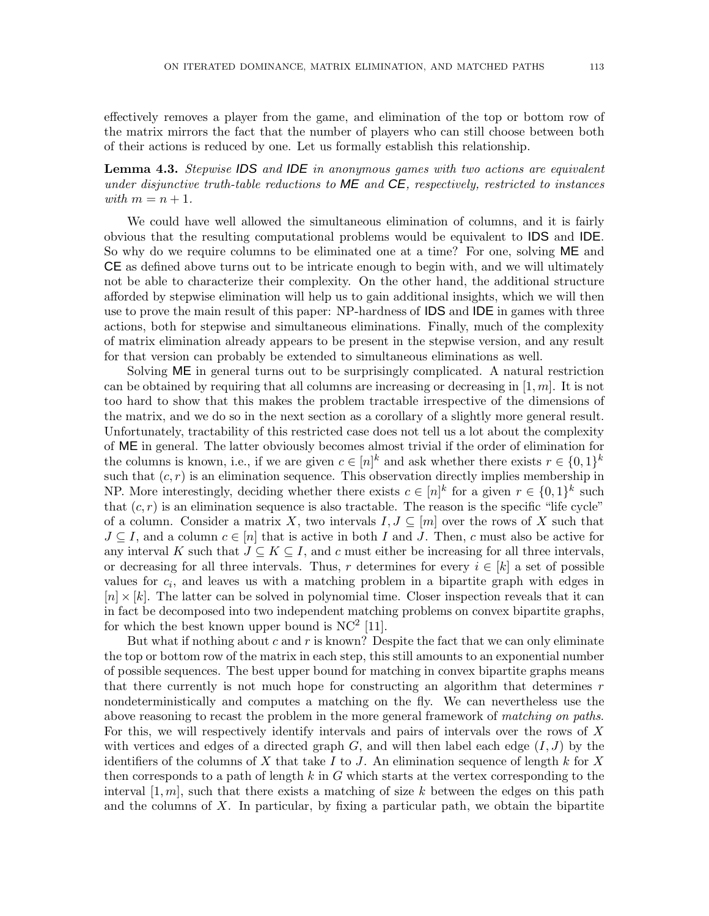effectively removes a player from the game, and elimination of the top or bottom row of the matrix mirrors the fact that the number of players who can still choose between both of their actions is reduced by one. Let us formally establish this relationship.

**Lemma 4.3.** *Stepwise* IDS *and* IDE *in anonymous games with two actions are equivalent under disjunctive truth-table reductions to* ME *and* CE*, respectively, restricted to instances with* $m = n + 1$*.*

We could have well allowed the simultaneous elimination of columns, and it is fairly obvious that the resulting computational problems would be equivalent to IDS and IDE. So why do we require columns to be eliminated one at a time? For one, solving ME and CE as defined above turns out to be intricate enough to begin with, and we will ultimately not be able to characterize their complexity. On the other hand, the additional structure afforded by stepwise elimination will help us to gain additional insights, which we will then use to prove the main result of this paper: NP-hardness of IDS and IDE in games with three actions, both for stepwise and simultaneous eliminations. Finally, much of the complexity of matrix elimination already appears to be present in the stepwise version, and any result for that version can probably be extended to simultaneous eliminations as well.

Solving ME in general turns out to be surprisingly complicated. A natural restriction can be obtained by requiring that all columns are increasing or decreasing in $[1, m]$. It is not too hard to show that this makes the problem tractable irrespective of the dimensions of the matrix, and we do so in the next section as a corollary of a slightly more general result. Unfortunately, tractability of this restricted case does not tell us a lot about the complexity of ME in general. The latter obviously becomes almost trivial if the order of elimination for the columns is known, i.e., if we are given $c \in [n]^k$ and ask whether there exists $r \in \{0,1\}^k$ such that $(c, r)$ is an elimination sequence. This observation directly implies membership in NP. More interestingly, deciding whether there exists $c \in [n]^k$ for a given $r \in \{0,1\}^k$ such that $(c, r)$ is an elimination sequence is also tractable. The reason is the specific "life cycle" of a column. Consider a matrix $X$, two intervals $I, J \subseteq [m]$ over the rows of $X$ such that $J \subseteq I$, and a column $c \in [n]$ that is active in both $I$ and $J$. Then, $c$ must also be active for any interval $K$ such that $J \subseteq K \subseteq I$, and $c$ must either be increasing for all three intervals, or decreasing for all three intervals. Thus, $r$ determines for every $i \in [k]$ a set of possible values for $c_i$, and leaves us with a matching problem in a bipartite graph with edges in $[n] \times [k]$. The latter can be solved in polynomial time. Closer inspection reveals that it can in fact be decomposed into two independent matching problems on convex bipartite graphs, for which the best known upper bound is $\text{NC}^2$ [11].

But what if nothing about $c$ and $r$ is known? Despite the fact that we can only eliminate the top or bottom row of the matrix in each step, this still amounts to an exponential number of possible sequences. The best upper bound for matching in convex bipartite graphs means that there currently is not much hope for constructing an algorithm that determines $r$ nondeterministically and computes a matching on the fly. We can nevertheless use the above reasoning to recast the problem in the more general framework of *matching on paths*. For this, we will respectively identify intervals and pairs of intervals over the rows of $X$ with vertices and edges of a directed graph $G$, and will then label each edge $(I, J)$ by the identifiers of the columns of $X$ that take $I$ to $J$. An elimination sequence of length $k$ for $X$ then corresponds to a path of length $k$ in $G$ which starts at the vertex corresponding to the interval $[1, m]$, such that there exists a matching of size $k$ between the edges on this path and the columns of $X$. In particular, by fixing a particular path, we obtain the bipartite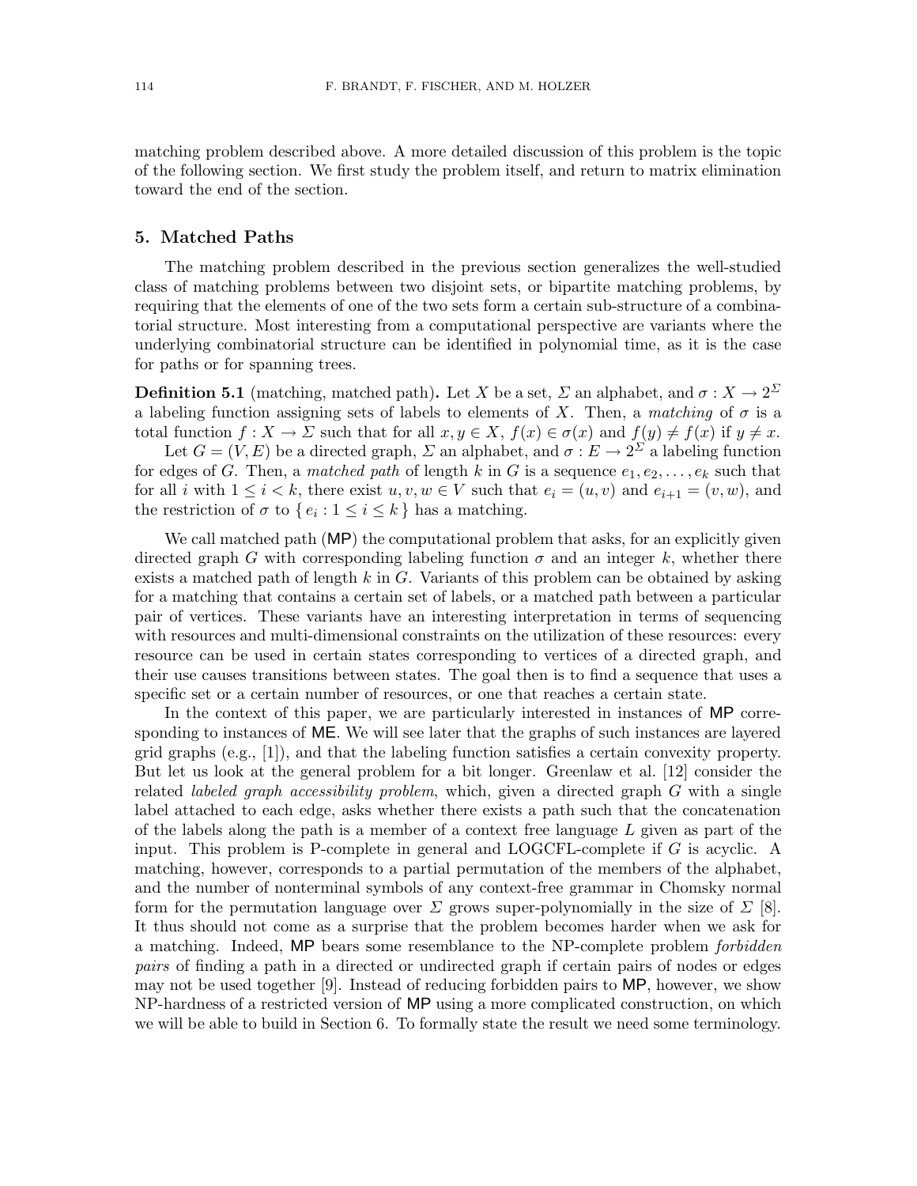matching problem described above. A more detailed discussion of this problem is the topic of the following section. We first study the problem itself, and return to matrix elimination toward the end of the section.

## 5. Matched Paths

The matching problem described in the previous section generalizes the well-studied class of matching problems between two disjoint sets, or bipartite matching problems, by requiring that the elements of one of the two sets form a certain sub-structure of a combinatorial structure. Most interesting from a computational perspective are variants where the underlying combinatorial structure can be identified in polynomial time, as it is the case for paths or for spanning trees.

**Definition 5.1** (matching, matched path)**.** Let $X$ be a set, $\Sigma$ an alphabet, and $\sigma : X \to 2^{\Sigma}$ a labeling function assigning sets of labels to elements of $X$. Then, a *matching* of $\sigma$ is a total function $f : X \to \Sigma$ such that for all $x, y \in X$, $f(x) \in \sigma(x)$ and $f(y) \neq f(x)$ if $y \neq x$.

Let $G = (V, E)$ be a directed graph, $\Sigma$ an alphabet, and $\sigma : E \to 2^{\Sigma}$ a labeling function for edges of $G$. Then, a *matched path* of length $k$ in $G$ is a sequence $e_1, e_2, \ldots, e_k$ such that for all $i$ with $1 \leq i < k$, there exist $u, v, w \in V$ such that $e_i = (u, v)$ and $e_{i+1} = (v, w)$, and the restriction of $\sigma$ to $\{ e_i : 1 \leq i \leq k \}$ has a matching.

We call matched path (MP) the computational problem that asks, for an explicitly given directed graph $G$ with corresponding labeling function $\sigma$ and an integer $k$, whether there exists a matched path of length $k$ in $G$. Variants of this problem can be obtained by asking for a matching that contains a certain set of labels, or a matched path between a particular pair of vertices. These variants have an interesting interpretation in terms of sequencing with resources and multi-dimensional constraints on the utilization of these resources: every resource can be used in certain states corresponding to vertices of a directed graph, and their use causes transitions between states. The goal then is to find a sequence that uses a specific set or a certain number of resources, or one that reaches a certain state.

In the context of this paper, we are particularly interested in instances of MP corresponding to instances of ME. We will see later that the graphs of such instances are layered grid graphs (e.g., [1]), and that the labeling function satisfies a certain convexity property. But let us look at the general problem for a bit longer. Greenlaw et al. [12] consider the related *labeled graph accessibility problem*, which, given a directed graph $G$ with a single label attached to each edge, asks whether there exists a path such that the concatenation of the labels along the path is a member of a context free language $L$ given as part of the input. This problem is P-complete in general and LOGCFL-complete if $G$ is acyclic. A matching, however, corresponds to a partial permutation of the members of the alphabet, and the number of nonterminal symbols of any context-free grammar in Chomsky normal form for the permutation language over $\Sigma$ grows super-polynomially in the size of $\Sigma$ [8]. It thus should not come as a surprise that the problem becomes harder when we ask for a matching. Indeed, MP bears some resemblance to the NP-complete problem *forbidden pairs* of finding a path in a directed or undirected graph if certain pairs of nodes or edges may not be used together [9]. Instead of reducing forbidden pairs to MP, however, we show NP-hardness of a restricted version of MP using a more complicated construction, on which we will be able to build in Section 6. To formally state the result we need some terminology.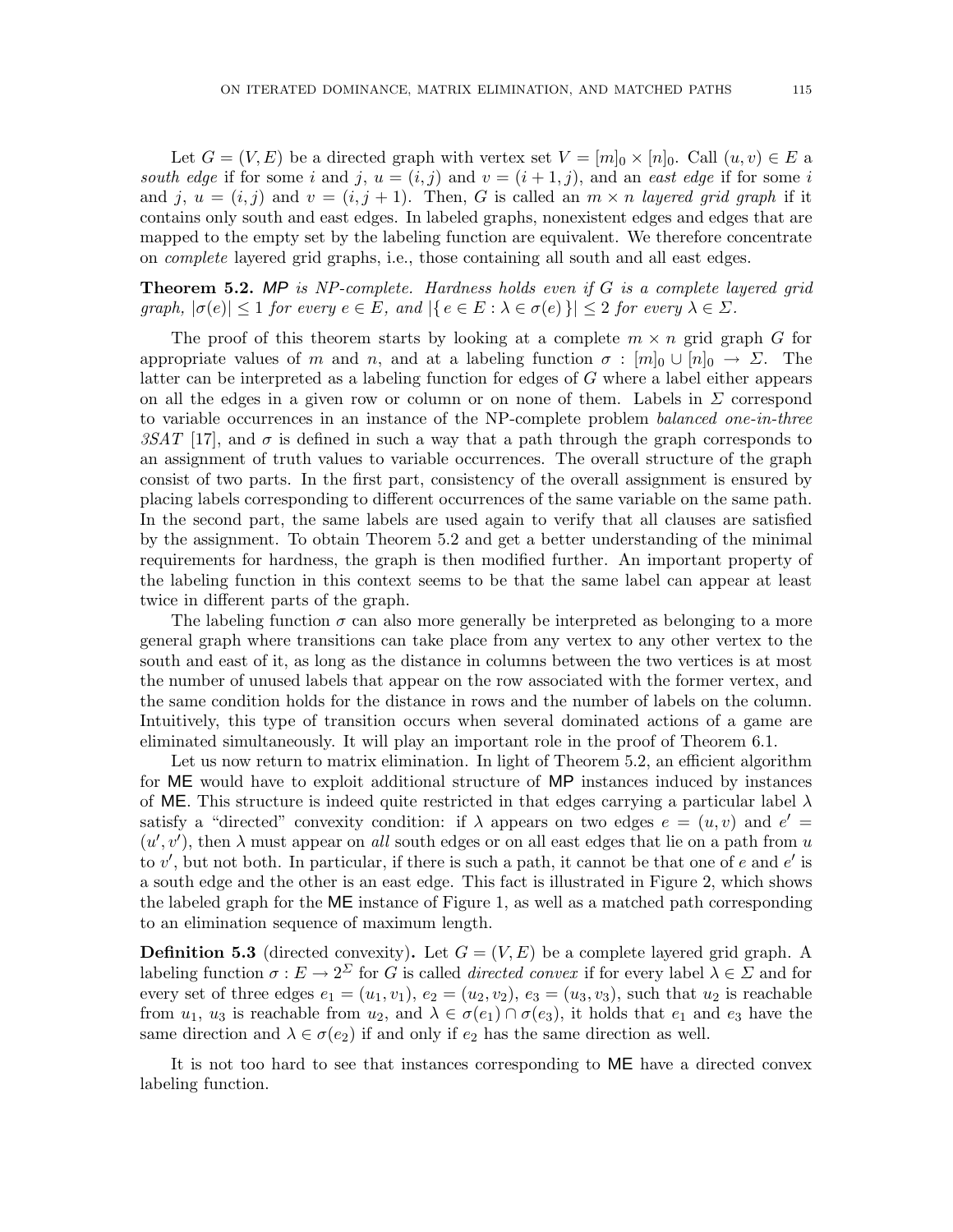Let $G = (V, E)$ be a directed graph with vertex set $V = [m]_0 \times [n]_0$. Call $(u, v) \in E$ a *south edge* if for some $i$ and $j$, $u = (i, j)$ and $v = (i + 1, j)$, and an *east edge* if for some $i$ and $j$, $u = (i, j)$ and $v = (i, j + 1)$. Then, $G$ is called an $m \times n$ *layered grid graph* if it contains only south and east edges. In labeled graphs, nonexistent edges and edges that are mapped to the empty set by the labeling function are equivalent. We therefore concentrate on *complete* layered grid graphs, i.e., those containing all south and all east edges.

**Theorem 5.2.** *MP is NP-complete. Hardness holds even if $G$ is a complete layered grid graph, $|\sigma(e)| \leq 1$ for every $e \in E$, and $|\{ e \in E : \lambda \in \sigma(e) \}| \leq 2$ for every $\lambda \in \Sigma$.*

The proof of this theorem starts by looking at a complete $m \times n$ grid graph $G$ for appropriate values of $m$ and $n$, and at a labeling function $\sigma : [m]_0 \cup [n]_0 \to \Sigma$. The latter can be interpreted as a labeling function for edges of $G$ where a label either appears on all the edges in a given row or column or on none of them. Labels in $\Sigma$ correspond to variable occurrences in an instance of the NP-complete problem *balanced one-in-three 3SAT* [17], and $\sigma$ is defined in such a way that a path through the graph corresponds to an assignment of truth values to variable occurrences. The overall structure of the graph consist of two parts. In the first part, consistency of the overall assignment is ensured by placing labels corresponding to different occurrences of the same variable on the same path. In the second part, the same labels are used again to verify that all clauses are satisfied by the assignment. To obtain Theorem 5.2 and get a better understanding of the minimal requirements for hardness, the graph is then modified further. An important property of the labeling function in this context seems to be that the same label can appear at least twice in different parts of the graph.

The labeling function $\sigma$ can also more generally be interpreted as belonging to a more general graph where transitions can take place from any vertex to any other vertex to the south and east of it, as long as the distance in columns between the two vertices is at most the number of unused labels that appear on the row associated with the former vertex, and the same condition holds for the distance in rows and the number of labels on the column. Intuitively, this type of transition occurs when several dominated actions of a game are eliminated simultaneously. It will play an important role in the proof of Theorem 6.1.

Let us now return to matrix elimination. In light of Theorem 5.2, an efficient algorithm for ME would have to exploit additional structure of MP instances induced by instances of ME. This structure is indeed quite restricted in that edges carrying a particular label $\lambda$ satisfy a "directed" convexity condition: if $\lambda$ appears on two edges $e = (u, v)$ and $e' = (u', v')$, then $\lambda$ must appear on *all* south edges or on all east edges that lie on a path from $u$ to $v'$, but not both. In particular, if there is such a path, it cannot be that one of $e$ and $e'$ is a south edge and the other is an east edge. This fact is illustrated in Figure 2, which shows the labeled graph for the ME instance of Figure 1, as well as a matched path corresponding to an elimination sequence of maximum length.

**Definition 5.3** (directed convexity)**.** Let $G = (V, E)$ be a complete layered grid graph. A labeling function $\sigma : E \to 2^{\Sigma}$ for $G$ is called *directed convex* if for every label $\lambda \in \Sigma$ and for every set of three edges $e_1 = (u_1, v_1)$, $e_2 = (u_2, v_2)$, $e_3 = (u_3, v_3)$, such that $u_2$ is reachable from $u_1$, $u_3$ is reachable from $u_2$, and $\lambda \in \sigma(e_1) \cap \sigma(e_3)$, it holds that $e_1$ and $e_3$ have the same direction and $\lambda \in \sigma(e_2)$ if and only if $e_2$ has the same direction as well.

It is not too hard to see that instances corresponding to ME have a directed convex labeling function.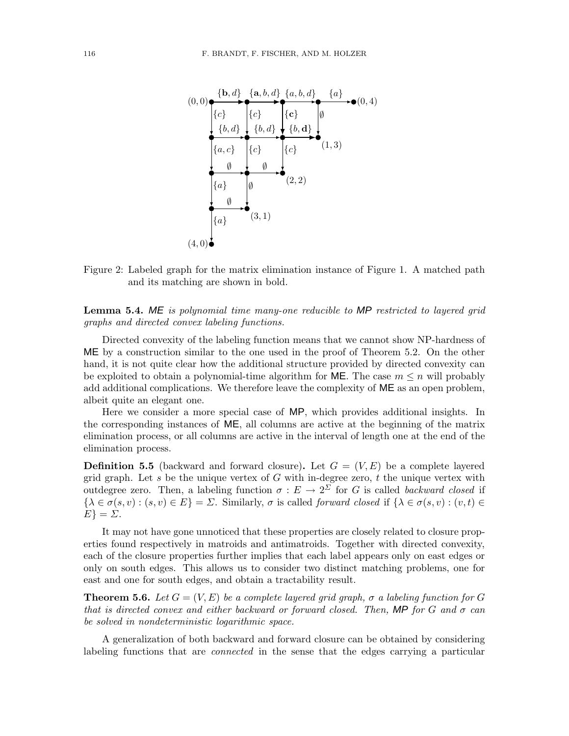Figure 2: Labeled graph for the matrix elimination instance of Figure 1. A matched path and its matching are shown in bold.

**Lemma 5.4.** *ME is polynomial time many-one reducible to MP restricted to layered grid graphs and directed convex labeling functions.*

Directed convexity of the labeling function means that we cannot show NP-hardness of ME by a construction similar to the one used in the proof of Theorem 5.2. On the other hand, it is not quite clear how the additional structure provided by directed convexity can be exploited to obtain a polynomial-time algorithm for ME. The case $m \leq n$ will probably add additional complications. We therefore leave the complexity of ME as an open problem, albeit quite an elegant one.

Here we consider a more special case of MP, which provides additional insights. In the corresponding instances of ME, all columns are active at the beginning of the matrix elimination process, or all columns are active in the interval of length one at the end of the elimination process.

**Definition 5.5** (backward and forward closure)**.** Let $G = (V, E)$ be a complete layered grid graph. Let $s$ be the unique vertex of $G$ with in-degree zero, $t$ the unique vertex with outdegree zero. Then, a labeling function $\sigma : E \to 2^{\Sigma}$ for $G$ is called *backward closed* if $\{\lambda \in \sigma(s, v) : (s, v) \in E\} = \Sigma$. Similarly, $\sigma$ is called *forward closed* if $\{\lambda \in \sigma(s, v) : (v, t) \in E\} = \Sigma$.

It may not have gone unnoticed that these properties are closely related to closure properties found respectively in matroids and antimatroids. Together with directed convexity, each of the closure properties further implies that each label appears only on east edges or only on south edges. This allows us to consider two distinct matching problems, one for east and one for south edges, and obtain a tractability result.

**Theorem 5.6.** *Let $G = (V, E)$ be a complete layered grid graph, $\sigma$ a labeling function for $G$ that is directed convex and either backward or forward closed. Then, MP for $G$ and $\sigma$ can be solved in nondeterministic logarithmic space.*

A generalization of both backward and forward closure can be obtained by considering labeling functions that are *connected* in the sense that the edges carrying a particular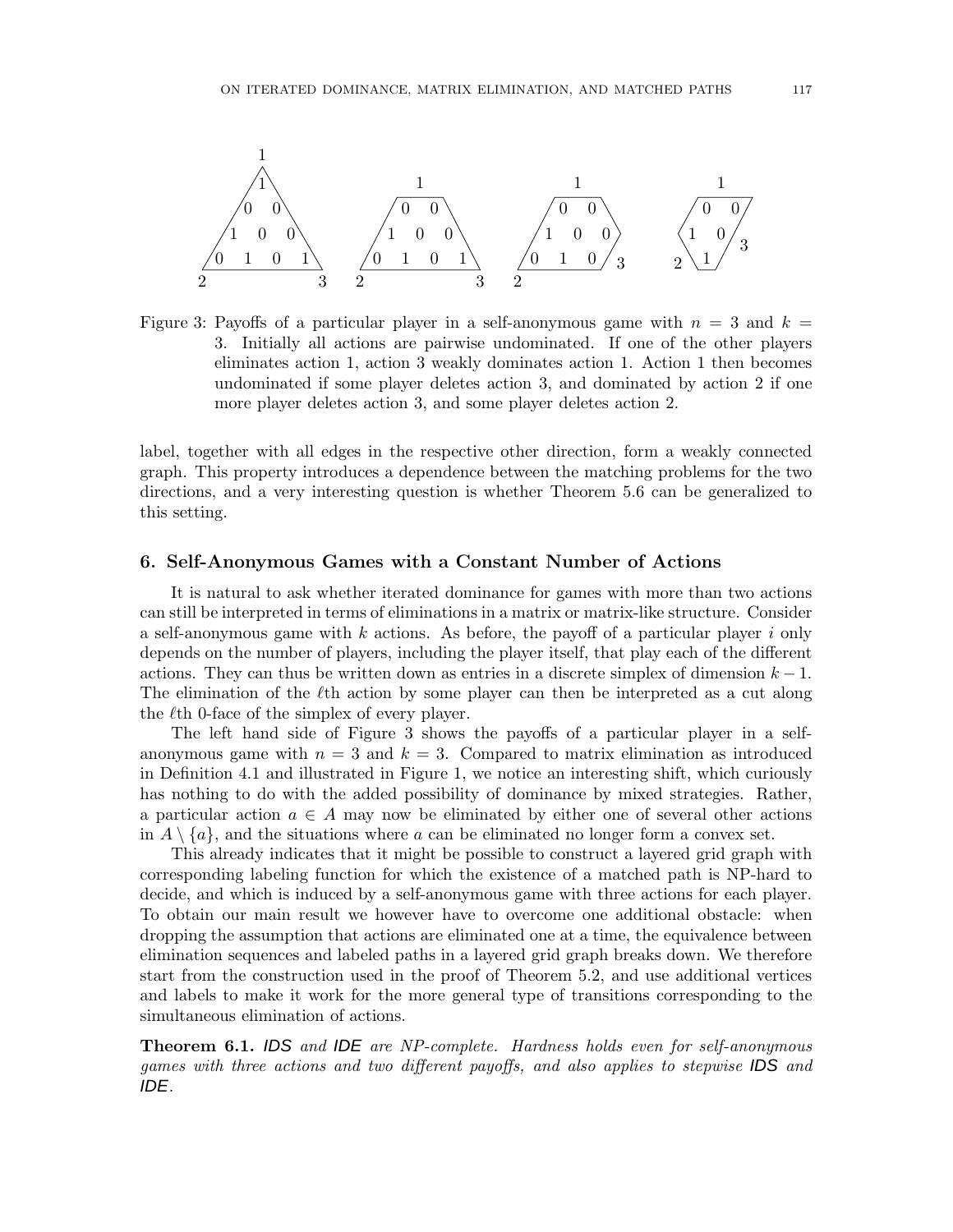Figure 3: Payoffs of a particular player in a self-anonymous game with $n = 3$ and $k = 3$. Initially all actions are pairwise undominated. If one of the other players eliminates action 1, action 3 weakly dominates action 1. Action 1 then becomes undominated if some player deletes action 3, and dominated by action 2 if one more player deletes action 3, and some player deletes action 2.

label, together with all edges in the respective other direction, form a weakly connected graph. This property introduces a dependence between the matching problems for the two directions, and a very interesting question is whether Theorem 5.6 can be generalized to this setting.

## 6. Self-Anonymous Games with a Constant Number of Actions

It is natural to ask whether iterated dominance for games with more than two actions can still be interpreted in terms of eliminations in a matrix or matrix-like structure. Consider a self-anonymous game with $k$ actions. As before, the payoff of a particular player $i$ only depends on the number of players, including the player itself, that play each of the different actions. They can thus be written down as entries in a discrete simplex of dimension $k - 1$. The elimination of the $\ell$th action by some player can then be interpreted as a cut along the $\ell$th 0-face of the simplex of every player.

The left hand side of Figure 3 shows the payoffs of a particular player in a self-anonymous game with $n = 3$ and $k = 3$. Compared to matrix elimination as introduced in Definition 4.1 and illustrated in Figure 1, we notice an interesting shift, which curiously has nothing to do with the added possibility of dominance by mixed strategies. Rather, a particular action $a \in A$ may now be eliminated by either one of several other actions in $A \setminus \{a\}$, and the situations where $a$ can be eliminated no longer form a convex set.

This already indicates that it might be possible to construct a layered grid graph with corresponding labeling function for which the existence of a matched path is NP-hard to decide, and which is induced by a self-anonymous game with three actions for each player. To obtain our main result we however have to overcome one additional obstacle: when dropping the assumption that actions are eliminated one at a time, the equivalence between elimination sequences and labeled paths in a layered grid graph breaks down. We therefore start from the construction used in the proof of Theorem 5.2, and use additional vertices and labels to make it work for the more general type of transitions corresponding to the simultaneous elimination of actions.

**Theorem 6.1.** *IDS and IDE are NP-complete. Hardness holds even for self-anonymous games with three actions and two different payoffs, and also applies to stepwise IDS and IDE.*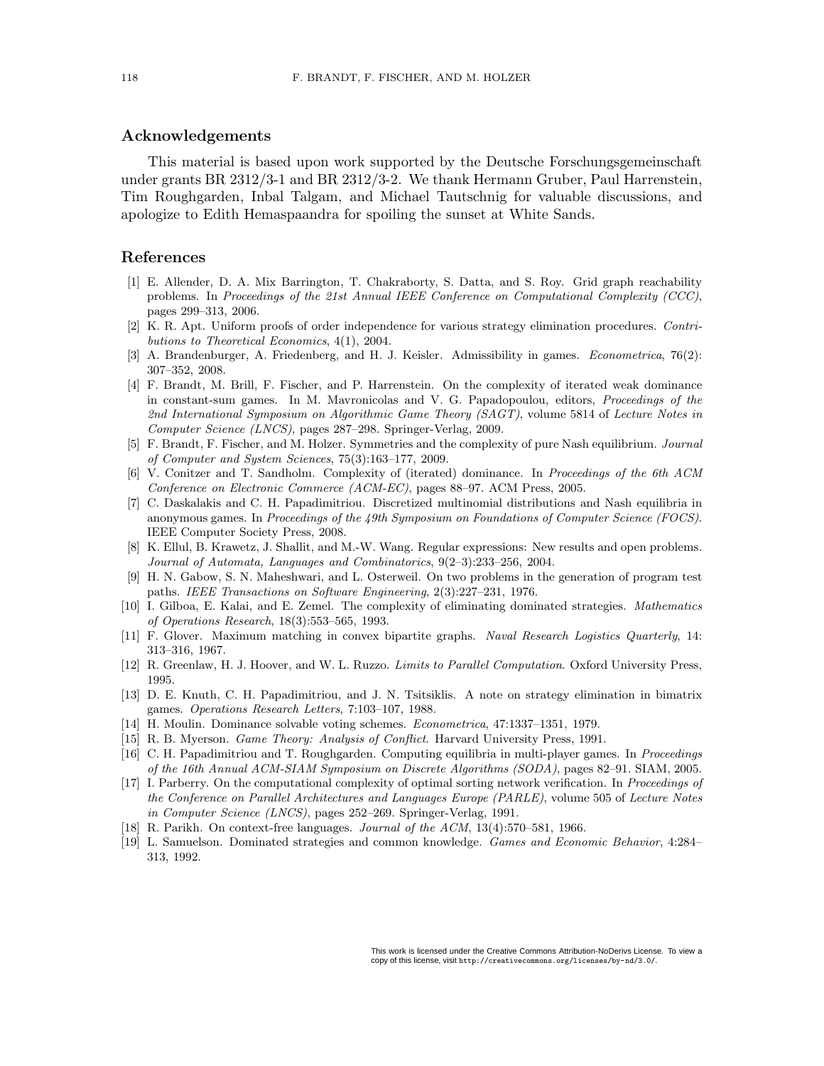## Acknowledgements

This material is based upon work supported by the Deutsche Forschungsgemeinschaft under grants BR 2312/3-1 and BR 2312/3-2. We thank Hermann Gruber, Paul Harrenstein, Tim Roughgarden, Inbal Talgam, and Michael Tautschnig for valuable discussions, and apologize to Edith Hemaspaandra for spoiling the sunset at White Sands.

## References

[1] E. Allender, D. A. Mix Barrington, T. Chakraborty, S. Datta, and S. Roy. Grid graph reachability problems. In *Proceedings of the 21st Annual IEEE Conference on Computational Complexity (CCC)*, pages 299–313, 2006.

[2] K. R. Apt. Uniform proofs of order independence for various strategy elimination procedures. *Contributions to Theoretical Economics*, 4(1), 2004.

[3] A. Brandenburger, A. Friedenberg, and H. J. Keisler. Admissibility in games. *Econometrica*, 76(2): 307–352, 2008.

[4] F. Brandt, M. Brill, F. Fischer, and P. Harrenstein. On the complexity of iterated weak dominance in constant-sum games. In M. Mavronicolas and V. G. Papadopoulou, editors, *Proceedings of the 2nd International Symposium on Algorithmic Game Theory (SAGT)*, volume 5814 of *Lecture Notes in Computer Science (LNCS)*, pages 287–298. Springer-Verlag, 2009.

[5] F. Brandt, F. Fischer, and M. Holzer. Symmetries and the complexity of pure Nash equilibrium. *Journal of Computer and System Sciences*, 75(3):163–177, 2009.

[6] V. Conitzer and T. Sandholm. Complexity of (iterated) dominance. In *Proceedings of the 6th ACM Conference on Electronic Commerce (ACM-EC)*, pages 88–97. ACM Press, 2005.

[7] C. Daskalakis and C. H. Papadimitriou. Discretized multinomial distributions and Nash equilibria in anonymous games. In *Proceedings of the 49th Symposium on Foundations of Computer Science (FOCS)*. IEEE Computer Society Press, 2008.

[8] K. Ellul, B. Krawetz, J. Shallit, and M.-W. Wang. Regular expressions: New results and open problems. *Journal of Automata, Languages and Combinatorics*, 9(2–3):233–256, 2004.

[9] H. N. Gabow, S. N. Maheshwari, and L. Osterweil. On two problems in the generation of program test paths. *IEEE Transactions on Software Engineering*, 2(3):227–231, 1976.

[10] I. Gilboa, E. Kalai, and E. Zemel. The complexity of eliminating dominated strategies. *Mathematics of Operations Research*, 18(3):553–565, 1993.

[11] F. Glover. Maximum matching in convex bipartite graphs. *Naval Research Logistics Quarterly*, 14: 313–316, 1967.

[12] R. Greenlaw, H. J. Hoover, and W. L. Ruzzo. *Limits to Parallel Computation*. Oxford University Press, 1995.

[13] D. E. Knuth, C. H. Papadimitriou, and J. N. Tsitsiklis. A note on strategy elimination in bimatrix games. *Operations Research Letters*, 7:103–107, 1988.

[14] H. Moulin. Dominance solvable voting schemes. *Econometrica*, 47:1337–1351, 1979.

[15] R. B. Myerson. *Game Theory: Analysis of Conflict*. Harvard University Press, 1991.

[16] C. H. Papadimitriou and T. Roughgarden. Computing equilibria in multi-player games. In *Proceedings of the 16th Annual ACM-SIAM Symposium on Discrete Algorithms (SODA)*, pages 82–91. SIAM, 2005.

[17] I. Parberry. On the computational complexity of optimal sorting network verification. In *Proceedings of the Conference on Parallel Architectures and Languages Europe (PARLE)*, volume 505 of *Lecture Notes in Computer Science (LNCS)*, pages 252–269. Springer-Verlag, 1991.

[18] R. Parikh. On context-free languages. *Journal of the ACM*, 13(4):570–581, 1966.

[19] L. Samuelson. Dominated strategies and common knowledge. *Games and Economic Behavior*, 4:284–313, 1992.

This work is licensed under the Creative Commons Attribution-NoDerivs License. To view a copy of this license, visit http://creativecommons.org/licenses/by-nd/3.0/.